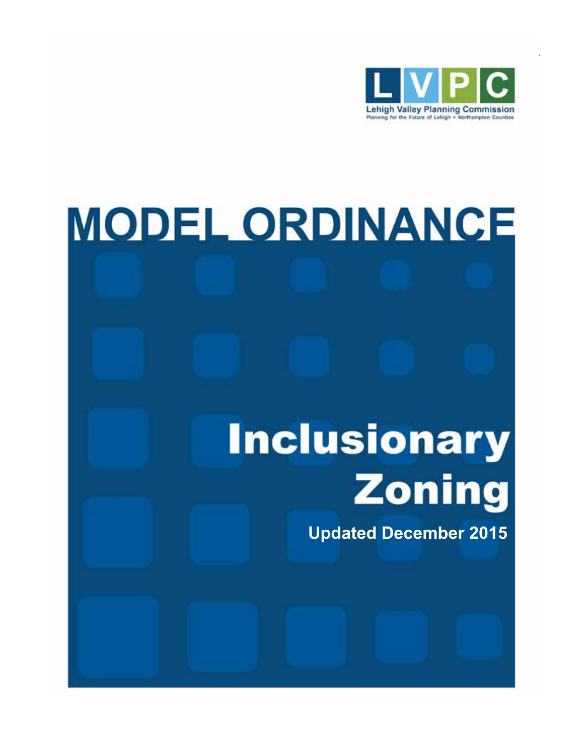LVPC

Lehigh Valley Planning Commission

Planning for the Future of Lehigh + Northampton Counties

# MODEL ORDINANCE

# Inclusionary Zoning

**Updated December 2015**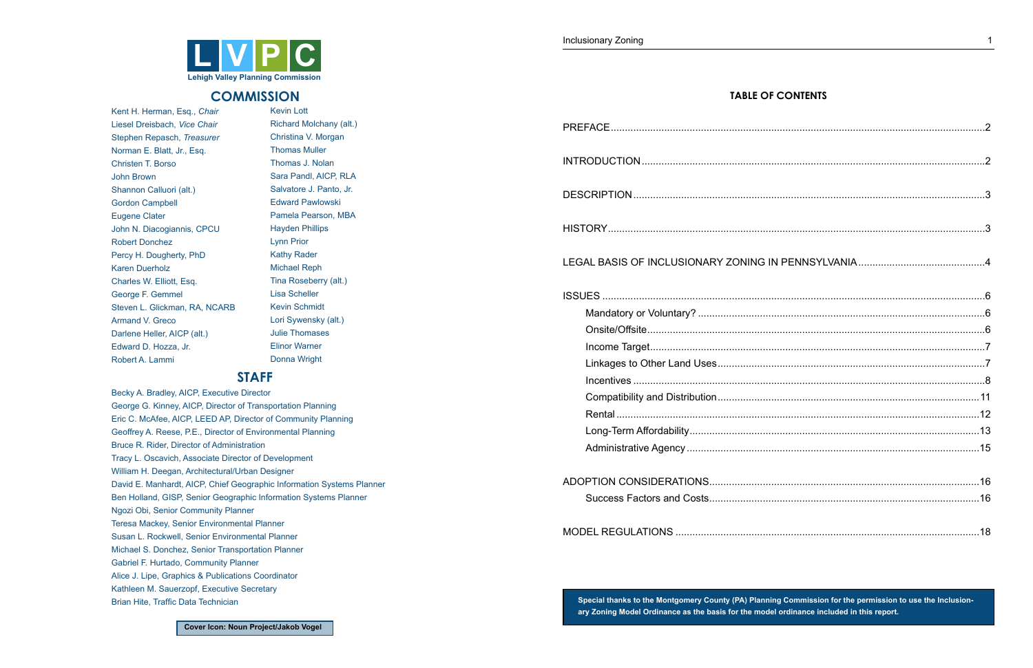**L V P C**
**Lehigh Valley Planning Commission**

## COMMISSION

Kent H. Herman, Esq., *Chair*
Liesel Dreisbach, *Vice Chair*
Stephen Repasch, *Treasurer*
Norman E. Blatt, Jr., Esq.
Christen T. Borso
John Brown
Shannon Calluori (alt.)
Gordon Campbell
Eugene Clater
John N. Diacogiannis, CPCU
Robert Donchez
Percy H. Dougherty, PhD
Karen Duerholz
Charles W. Elliott, Esq.
George F. Gemmel
Steven L. Glickman, RA, NCARB
Armand V. Greco
Darlene Heller, AICP (alt.)
Edward D. Hozza, Jr.
Robert A. Lammi
Kevin Lott
Richard Molchany (alt.)
Christina V. Morgan
Thomas Muller
Thomas J. Nolan
Sara Pandl, AICP, RLA
Salvatore J. Panto, Jr.
Edward Pawlowski
Pamela Pearson, MBA
Hayden Phillips
Lynn Prior
Kathy Rader
Michael Reph
Tina Roseberry (alt.)
Lisa Scheller
Kevin Schmidt
Lori Sywensky (alt.)
Julie Thomases
Elinor Warner
Donna Wright

## STAFF

Becky A. Bradley, AICP, Executive Director
George G. Kinney, AICP, Director of Transportation Planning
Eric C. McAfee, AICP, LEED AP, Director of Community Planning
Geoffrey A. Reese, P.E., Director of Environmental Planning
Bruce R. Rider, Director of Administration
Tracy L. Oscavich, Associate Director of Development
William H. Deegan, Architectural/Urban Designer
David E. Manhardt, AICP, Chief Geographic Information Systems Planner
Ben Holland, GISP, Senior Geographic Information Systems Planner
Ngozi Obi, Senior Community Planner
Teresa Mackey, Senior Environmental Planner
Susan L. Rockwell, Senior Environmental Planner
Michael S. Donchez, Senior Transportation Planner
Gabriel F. Hurtado, Community Planner
Alice J. Lipe, Graphics & Publications Coordinator
Kathleen M. Sauerzopf, Executive Secretary
Brian Hite, Traffic Data Technician

**Cover Icon: Noun Project/Jakob Vogel**

## TABLE OF CONTENTS

PREFACE .......... 2

INTRODUCTION .......... 2

DESCRIPTION .......... 3

HISTORY .......... 3

LEGAL BASIS OF INCLUSIONARY ZONING IN PENNSYLVANIA .......... 4

ISSUES .......... 6
- Mandatory or Voluntary? .......... 6
- Onsite/Offsite .......... 6
- Income Target .......... 7
- Linkages to Other Land Uses .......... 7
- Incentives .......... 8
- Compatibility and Distribution .......... 11
- Rental .......... 12
- Long-Term Affordability .......... 13
- Administrative Agency .......... 15

ADOPTION CONSIDERATIONS .......... 16
- Success Factors and Costs .......... 16

MODEL REGULATIONS .......... 18

**Special thanks to the Montgomery County (PA) Planning Commission for the permission to use the Inclusionary Zoning Model Ordinance as the basis for the model ordinance included in this report.**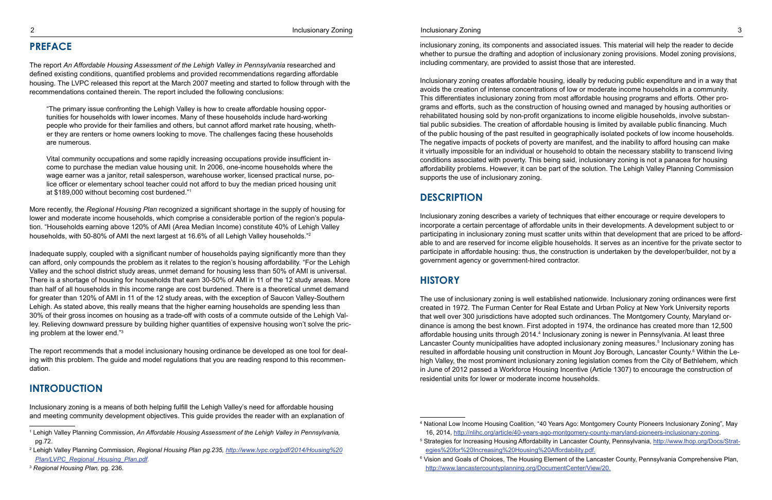## PREFACE

The report *An Affordable Housing Assessment of the Lehigh Valley in Pennsylvania* researched and defined existing conditions, quantified problems and provided recommendations regarding affordable housing. The LVPC released this report at the March 2007 meeting and started to follow through with the recommendations contained therein. The report included the following conclusions:

> "The primary issue confronting the Lehigh Valley is how to create affordable housing opportunities for households with lower incomes. Many of these households include hard-working people who provide for their families and others, but cannot afford market rate housing, whether they are renters or home owners looking to move. The challenges facing these households are numerous.
>
> Vital community occupations and some rapidly increasing occupations provide insufficient income to purchase the median value housing unit. In 2006, one-income households where the wage earner was a janitor, retail salesperson, warehouse worker, licensed practical nurse, police officer or elementary school teacher could not afford to buy the median priced housing unit at $189,000 without becoming cost burdened."[1]

More recently, the *Regional Housing Plan* recognized a significant shortage in the supply of housing for lower and moderate income households, which comprise a considerable portion of the region's population. "Households earning above 120% of AMI (Area Median Income) constitute 40% of Lehigh Valley households, with 50-80% of AMI the next largest at 16.6% of all Lehigh Valley households."[2]

Inadequate supply, coupled with a significant number of households paying significantly more than they can afford, only compounds the problem as it relates to the region's housing affordability. "For the Lehigh Valley and the school district study areas, unmet demand for housing less than 50% of AMI is universal. There is a shortage of housing for households that earn 30-50% of AMI in 11 of the 12 study areas. More than half of all households in this income range are cost burdened. There is a theoretical unmet demand for greater than 120% of AMI in 11 of the 12 study areas, with the exception of Saucon Valley-Southern Lehigh. As stated above, this really means that the higher earning households are spending less than 30% of their gross incomes on housing as a trade-off with costs of a commute outside of the Lehigh Valley. Relieving downward pressure by building higher quantities of expensive housing won't solve the pricing problem at the lower end."[3]

The report recommends that a model inclusionary housing ordinance be developed as one tool for dealing with this problem. The guide and model regulations that you are reading respond to this recommendation.

## INTRODUCTION

Inclusionary zoning is a means of both helping fulfill the Lehigh Valley's need for affordable housing and meeting community development objectives. This guide provides the reader with an explanation of inclusionary zoning, its components and associated issues. This material will help the reader to decide whether to pursue the drafting and adoption of inclusionary zoning provisions. Model zoning provisions, including commentary, are provided to assist those that are interested.

Inclusionary zoning creates affordable housing, ideally by reducing public expenditure and in a way that avoids the creation of intense concentrations of low or moderate income households in a community. This differentiates inclusionary zoning from most affordable housing programs and efforts. Other programs and efforts, such as the construction of housing owned and managed by housing authorities or rehabilitated housing sold by non-profit organizations to income eligible households, involve substantial public subsidies. The creation of affordable housing is limited by available public financing. Much of the public housing of the past resulted in geographically isolated pockets of low income households. The negative impacts of pockets of poverty are manifest, and the inability to afford housing can make it virtually impossible for an individual or household to obtain the necessary stability to transcend living conditions associated with poverty. This being said, inclusionary zoning is not a panacea for housing affordability problems. However, it can be part of the solution. The Lehigh Valley Planning Commission supports the use of inclusionary zoning.

## DESCRIPTION

Inclusionary zoning describes a variety of techniques that either encourage or require developers to incorporate a certain percentage of affordable units in their developments. A development subject to or participating in inclusionary zoning must scatter units within that development that are priced to be affordable to and are reserved for income eligible households. It serves as an incentive for the private sector to participate in affordable housing: thus, the construction is undertaken by the developer/builder, not by a government agency or government-hired contractor.

## HISTORY

The use of inclusionary zoning is well established nationwide. Inclusionary zoning ordinances were first created in 1972. The Furman Center for Real Estate and Urban Policy at New York University reports that well over 300 jurisdictions have adopted such ordinances. The Montgomery County, Maryland ordinance is among the best known. First adopted in 1974, the ordinance has created more than 12,500 affordable housing units through 2014.[4] Inclusionary zoning is newer in Pennsylvania. At least three Lancaster County municipalities have adopted inclusionary zoning measures.[5] Inclusionary zoning has resulted in affordable housing unit construction in Mount Joy Borough, Lancaster County.[6] Within the Lehigh Valley, the most prominent inclusionary zoning legislation comes from the City of Bethlehem, which in June of 2012 passed a Workforce Housing Incentive (Article 1307) to encourage the construction of residential units for lower or moderate income households.

---

[1] Lehigh Valley Planning Commission, *An Affordable Housing Assessment of the Lehigh Valley in Pennsylvania,* pg.72.

[2] Lehigh Valley Planning Commission, *Regional Housing Plan pg.235, http://www.lvpc.org/pdf/2014/Housing%20Plan/LVPC_Regional_Housing_Plan.pdf.*

[3] *Regional Housing Plan,* pg. 236.

[4] National Low Income Housing Coalition, "40 Years Ago: Montgomery County Pioneers Inclusionary Zoning", May 16, 2014, http://nlihc.org/article/40-years-ago-montgomery-county-maryland-pioneers-inclusionary-zoning.

[5] Strategies for Increasing Housing Affordability in Lancaster County, Pennsylvania, http://www.lhop.org/Docs/Strategies%20for%20Increasing%20Housing%20Affordability.pdf.

[6] Vision and Goals of Choices, The Housing Element of the Lancaster County, Pennsylvania Comprehensive Plan, http://www.lancastercountyplanning.org/DocumentCenter/View/20.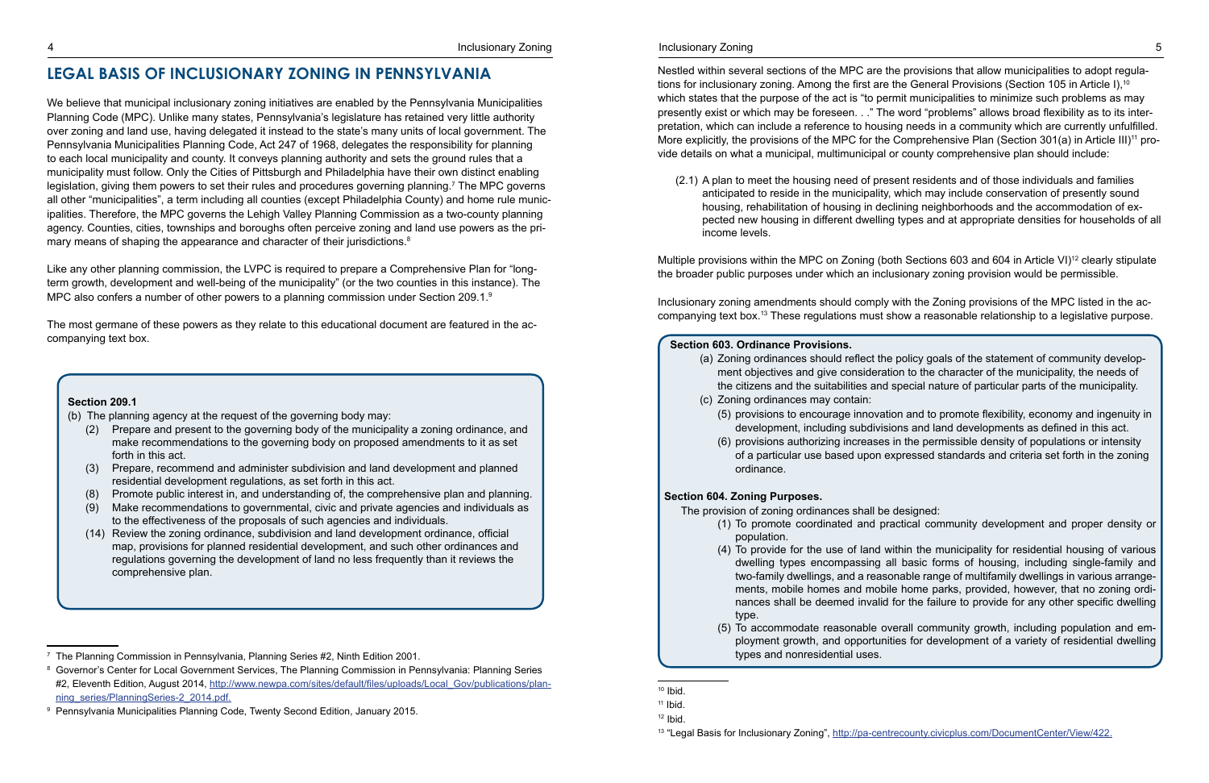## LEGAL BASIS OF INCLUSIONARY ZONING IN PENNSYLVANIA

We believe that municipal inclusionary zoning initiatives are enabled by the Pennsylvania Municipalities Planning Code (MPC). Unlike many states, Pennsylvania's legislature has retained very little authority over zoning and land use, having delegated it instead to the state's many units of local government. The Pennsylvania Municipalities Planning Code, Act 247 of 1968, delegates the responsibility for planning to each local municipality and county. It conveys planning authority and sets the ground rules that a municipality must follow. Only the Cities of Pittsburgh and Philadelphia have their own distinct enabling legislation, giving them powers to set their rules and procedures governing planning.[7] The MPC governs all other "municipalities", a term including all counties (except Philadelphia County) and home rule municipalities. Therefore, the MPC governs the Lehigh Valley Planning Commission as a two-county planning agency. Counties, cities, townships and boroughs often perceive zoning and land use powers as the primary means of shaping the appearance and character of their jurisdictions.[8]

Like any other planning commission, the LVPC is required to prepare a Comprehensive Plan for "long-term growth, development and well-being of the municipality" (or the two counties in this instance). The MPC also confers a number of other powers to a planning commission under Section 209.1.[9]

The most germane of these powers as they relate to this educational document are featured in the accompanying text box.

> **Section 209.1**
>
> (b) The planning agency at the request of the governing body may:
>
> (2) Prepare and present to the governing body of the municipality a zoning ordinance, and make recommendations to the governing body on proposed amendments to it as set forth in this act.
>
> (3) Prepare, recommend and administer subdivision and land development and planned residential development regulations, as set forth in this act.
>
> (8) Promote public interest in, and understanding of, the comprehensive plan and planning.
>
> (9) Make recommendations to governmental, civic and private agencies and individuals as to the effectiveness of the proposals of such agencies and individuals.
>
> (14) Review the zoning ordinance, subdivision and land development ordinance, official map, provisions for planned residential development, and such other ordinances and regulations governing the development of land no less frequently than it reviews the comprehensive plan.

[7] The Planning Commission in Pennsylvania, Planning Series #2, Ninth Edition 2001.

[8] Governor's Center for Local Government Services, The Planning Commission in Pennsylvania: Planning Series #2, Eleventh Edition, August 2014, http://www.newpa.com/sites/default/files/uploads/Local_Gov/publications/planning_series/PlanningSeries-2_2014.pdf.

[9] Pennsylvania Municipalities Planning Code, Twenty Second Edition, January 2015.

Nestled within several sections of the MPC are the provisions that allow municipalities to adopt regulations for inclusionary zoning. Among the first are the General Provisions (Section 105 in Article I),[10] which states that the purpose of the act is "to permit municipalities to minimize such problems as may presently exist or which may be foreseen. . ." The word "problems" allows broad flexibility as to its interpretation, which can include a reference to housing needs in a community which are currently unfulfilled. More explicitly, the provisions of the MPC for the Comprehensive Plan (Section 301(a) in Article III)[11] provide details on what a municipal, multimunicipal or county comprehensive plan should include:

> (2.1) A plan to meet the housing need of present residents and of those individuals and families anticipated to reside in the municipality, which may include conservation of presently sound housing, rehabilitation of housing in declining neighborhoods and the accommodation of expected new housing in different dwelling types and at appropriate densities for households of all income levels.

Multiple provisions within the MPC on Zoning (both Sections 603 and 604 in Article VI)[12] clearly stipulate the broader public purposes under which an inclusionary zoning provision would be permissible.

Inclusionary zoning amendments should comply with the Zoning provisions of the MPC listed in the accompanying text box.[13] These regulations must show a reasonable relationship to a legislative purpose.

> **Section 603. Ordinance Provisions.**
>
> (a) Zoning ordinances should reflect the policy goals of the statement of community development objectives and give consideration to the character of the municipality, the needs of the citizens and the suitabilities and special nature of particular parts of the municipality.
>
> (c) Zoning ordinances may contain:
>
> (5) provisions to encourage innovation and to promote flexibility, economy and ingenuity in development, including subdivisions and land developments as defined in this act.
>
> (6) provisions authorizing increases in the permissible density of populations or intensity of a particular use based upon expressed standards and criteria set forth in the zoning ordinance.
>
> **Section 604. Zoning Purposes.**
>
> The provision of zoning ordinances shall be designed:
>
> (1) To promote coordinated and practical community development and proper density or population.
>
> (4) To provide for the use of land within the municipality for residential housing of various dwelling types encompassing all basic forms of housing, including single-family and two-family dwellings, and a reasonable range of multifamily dwellings in various arrangements, mobile homes and mobile home parks, provided, however, that no zoning ordinances shall be deemed invalid for the failure to provide for any other specific dwelling type.
>
> (5) To accommodate reasonable overall community growth, including population and employment growth, and opportunities for development of a variety of residential dwelling types and nonresidential uses.

[10] Ibid.

[11] Ibid.

[12] Ibid.

[13] "Legal Basis for Inclusionary Zoning", http://pa-centrecounty.civicplus.com/DocumentCenter/View/422.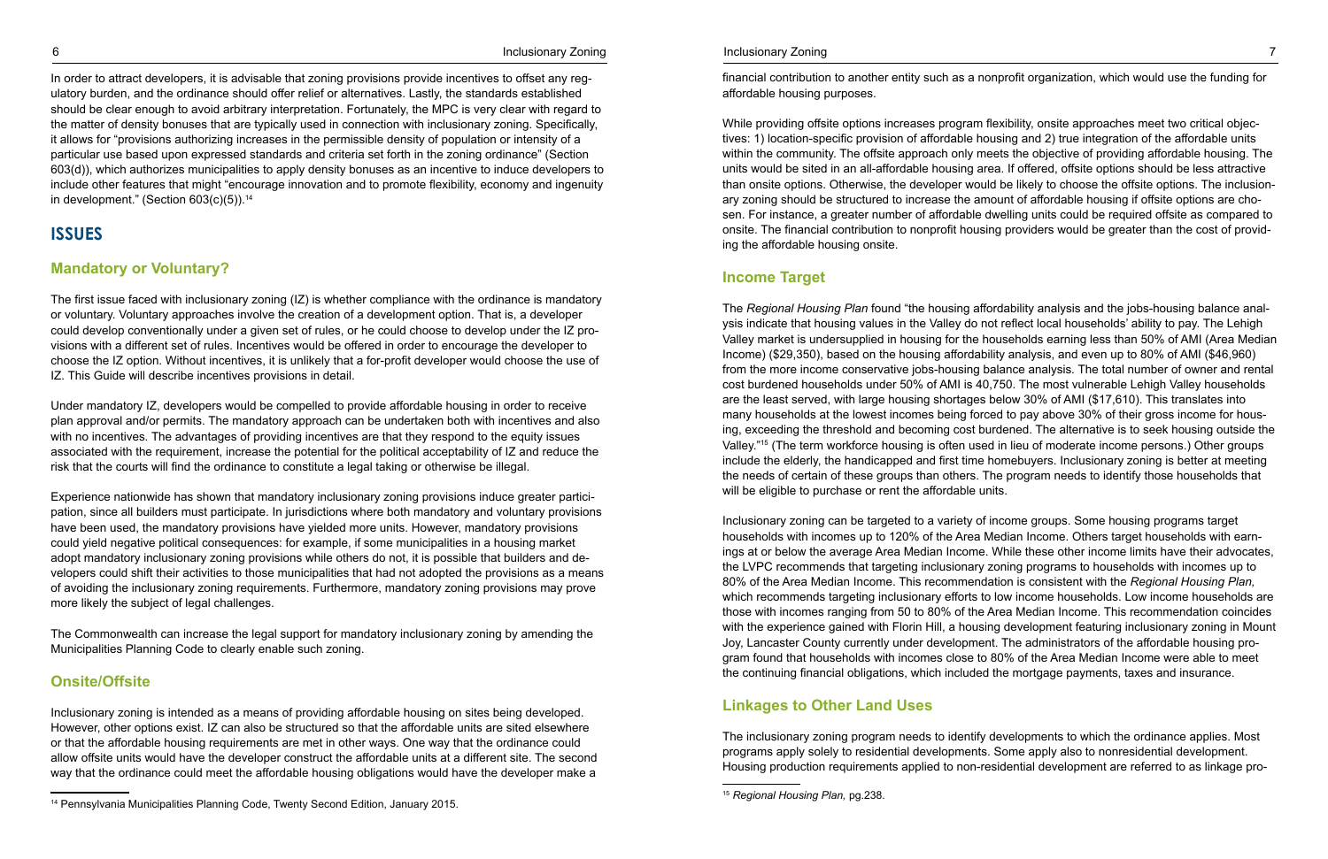In order to attract developers, it is advisable that zoning provisions provide incentives to offset any regulatory burden, and the ordinance should offer relief or alternatives. Lastly, the standards established should be clear enough to avoid arbitrary interpretation. Fortunately, the MPC is very clear with regard to the matter of density bonuses that are typically used in connection with inclusionary zoning. Specifically, it allows for "provisions authorizing increases in the permissible density of population or intensity of a particular use based upon expressed standards and criteria set forth in the zoning ordinance" (Section 603(d)), which authorizes municipalities to apply density bonuses as an incentive to induce developers to include other features that might "encourage innovation and to promote flexibility, economy and ingenuity in development." (Section 603(c)(5)).[14]

## ISSUES

### Mandatory or Voluntary?

The first issue faced with inclusionary zoning (IZ) is whether compliance with the ordinance is mandatory or voluntary. Voluntary approaches involve the creation of a development option. That is, a developer could develop conventionally under a given set of rules, or he could choose to develop under the IZ provisions with a different set of rules. Incentives would be offered in order to encourage the developer to choose the IZ option. Without incentives, it is unlikely that a for-profit developer would choose the use of IZ. This Guide will describe incentives provisions in detail.

Under mandatory IZ, developers would be compelled to provide affordable housing in order to receive plan approval and/or permits. The mandatory approach can be undertaken both with incentives and also with no incentives. The advantages of providing incentives are that they respond to the equity issues associated with the requirement, increase the potential for the political acceptability of IZ and reduce the risk that the courts will find the ordinance to constitute a legal taking or otherwise be illegal.

Experience nationwide has shown that mandatory inclusionary zoning provisions induce greater participation, since all builders must participate. In jurisdictions where both mandatory and voluntary provisions have been used, the mandatory provisions have yielded more units. However, mandatory provisions could yield negative political consequences: for example, if some municipalities in a housing market adopt mandatory inclusionary zoning provisions while others do not, it is possible that builders and developers could shift their activities to those municipalities that had not adopted the provisions as a means of avoiding the inclusionary zoning requirements. Furthermore, mandatory zoning provisions may prove more likely the subject of legal challenges.

The Commonwealth can increase the legal support for mandatory inclusionary zoning by amending the Municipalities Planning Code to clearly enable such zoning.

### Onsite/Offsite

Inclusionary zoning is intended as a means of providing affordable housing on sites being developed. However, other options exist. IZ can also be structured so that the affordable units are sited elsewhere or that the affordable housing requirements are met in other ways. One way that the ordinance could allow offsite units would have the developer construct the affordable units at a different site. The second way that the ordinance could meet the affordable housing obligations would have the developer make a financial contribution to another entity such as a nonprofit organization, which would use the funding for affordable housing purposes.

While providing offsite options increases program flexibility, onsite approaches meet two critical objectives: 1) location-specific provision of affordable housing and 2) true integration of the affordable units within the community. The offsite approach only meets the objective of providing affordable housing. The units would be sited in an all-affordable housing area. If offered, offsite options should be less attractive than onsite options. Otherwise, the developer would be likely to choose the offsite options. The inclusionary zoning should be structured to increase the amount of affordable housing if offsite options are chosen. For instance, a greater number of affordable dwelling units could be required offsite as compared to onsite. The financial contribution to nonprofit housing providers would be greater than the cost of providing the affordable housing onsite.

### Income Target

The *Regional Housing Plan* found "the housing affordability analysis and the jobs-housing balance analysis indicate that housing values in the Valley do not reflect local households' ability to pay. The Lehigh Valley market is undersupplied in housing for the households earning less than 50% of AMI (Area Median Income) ($29,350), based on the housing affordability analysis, and even up to 80% of AMI ($46,960) from the more income conservative jobs-housing balance analysis. The total number of owner and rental cost burdened households under 50% of AMI is 40,750. The most vulnerable Lehigh Valley households are the least served, with large housing shortages below 30% of AMI ($17,610). This translates into many households at the lowest incomes being forced to pay above 30% of their gross income for housing, exceeding the threshold and becoming cost burdened. The alternative is to seek housing outside the Valley."[15] (The term workforce housing is often used in lieu of moderate income persons.) Other groups include the elderly, the handicapped and first time homebuyers. Inclusionary zoning is better at meeting the needs of certain of these groups than others. The program needs to identify those households that will be eligible to purchase or rent the affordable units.

Inclusionary zoning can be targeted to a variety of income groups. Some housing programs target households with incomes up to 120% of the Area Median Income. Others target households with earnings at or below the average Area Median Income. While these other income limits have their advocates, the LVPC recommends that targeting inclusionary zoning programs to households with incomes up to 80% of the Area Median Income. This recommendation is consistent with the *Regional Housing Plan,* which recommends targeting inclusionary efforts to low income households. Low income households are those with incomes ranging from 50 to 80% of the Area Median Income. This recommendation coincides with the experience gained with Florin Hill, a housing development featuring inclusionary zoning in Mount Joy, Lancaster County currently under development. The administrators of the affordable housing program found that households with incomes close to 80% of the Area Median Income were able to meet the continuing financial obligations, which included the mortgage payments, taxes and insurance.

### Linkages to Other Land Uses

The inclusionary zoning program needs to identify developments to which the ordinance applies. Most programs apply solely to residential developments. Some apply also to nonresidential development. Housing production requirements applied to non-residential development are referred to as linkage pro-

---

[14] Pennsylvania Municipalities Planning Code, Twenty Second Edition, January 2015.

[15] *Regional Housing Plan,* pg.238.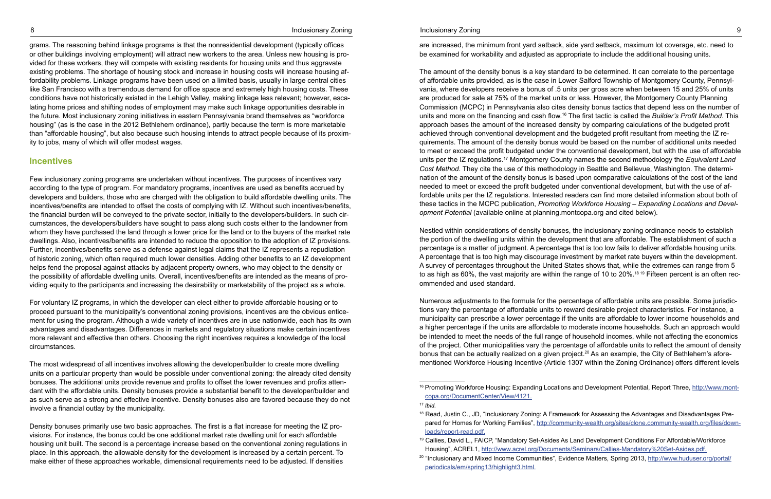grams. The reasoning behind linkage programs is that the nonresidential development (typically offices or other buildings involving employment) will attract new workers to the area. Unless new housing is provided for these workers, they will compete with existing residents for housing units and thus aggravate existing problems. The shortage of housing stock and increase in housing costs will increase housing affordability problems. Linkage programs have been used on a limited basis, usually in large central cities like San Francisco with a tremendous demand for office space and extremely high housing costs. These conditions have not historically existed in the Lehigh Valley, making linkage less relevant; however, escalating home prices and shifting nodes of employment may make such linkage opportunities desirable in the future. Most inclusionary zoning initiatives in eastern Pennsylvania brand themselves as "workforce housing" (as is the case in the 2012 Bethlehem ordinance), partly because the term is more marketable than "affordable housing", but also because such housing intends to attract people because of its proximity to jobs, many of which will offer modest wages.

## Incentives

Few inclusionary zoning programs are undertaken without incentives. The purposes of incentives vary according to the type of program. For mandatory programs, incentives are used as benefits accrued by developers and builders, those who are charged with the obligation to build affordable dwelling units. The incentives/benefits are intended to offset the costs of complying with IZ. Without such incentives/benefits, the financial burden will be conveyed to the private sector, initially to the developers/builders. In such circumstances, the developers/builders have sought to pass along such costs either to the landowner from whom they have purchased the land through a lower price for the land or to the buyers of the market rate dwellings. Also, incentives/benefits are intended to reduce the opposition to the adoption of IZ provisions. Further, incentives/benefits serve as a defense against legal claims that the IZ represents a repudiation of historic zoning, which often required much lower densities. Adding other benefits to an IZ development helps fend the proposal against attacks by adjacent property owners, who may object to the density or the possibility of affordable dwelling units. Overall, incentives/benefits are intended as the means of providing equity to the participants and increasing the desirability or marketability of the project as a whole.

For voluntary IZ programs, in which the developer can elect either to provide affordable housing or to proceed pursuant to the municipality's conventional zoning provisions, incentives are the obvious enticement for using the program. Although a wide variety of incentives are in use nationwide, each has its own advantages and disadvantages. Differences in markets and regulatory situations make certain incentives more relevant and effective than others. Choosing the right incentives requires a knowledge of the local circumstances.

The most widespread of all incentives involves allowing the developer/builder to create more dwelling units on a particular property than would be possible under conventional zoning: the already cited density bonuses. The additional units provide revenue and profits to offset the lower revenues and profits attendant with the affordable units. Density bonuses provide a substantial benefit to the developer/builder and as such serve as a strong and effective incentive. Density bonuses also are favored because they do not involve a financial outlay by the municipality.

Density bonuses primarily use two basic approaches. The first is a flat increase for meeting the IZ provisions. For instance, the bonus could be one additional market rate dwelling unit for each affordable housing unit built. The second is a percentage increase based on the conventional zoning regulations in place. In this approach, the allowable density for the development is increased by a certain percent. To make either of these approaches workable, dimensional requirements need to be adjusted. If densities are increased, the minimum front yard setback, side yard setback, maximum lot coverage, etc. need to be examined for workability and adjusted as appropriate to include the additional housing units.

The amount of the density bonus is a key standard to be determined. It can correlate to the percentage of affordable units provided, as is the case in Lower Salford Township of Montgomery County, Pennsylvania, where developers receive a bonus of .5 units per gross acre when between 15 and 25% of units are produced for sale at 75% of the market units or less. However, the Montgomery County Planning Commission (MCPC) in Pennsylvania also cites density bonus tactics that depend less on the number of units and more on the financing and cash flow.[16] The first tactic is called the *Builder's Profit Method*. This approach bases the amount of the increased density by comparing calculations of the budgeted profit achieved through conventional development and the budgeted profit resultant from meeting the IZ requirements. The amount of the density bonus would be based on the number of additional units needed to meet or exceed the profit budgeted under the conventional development, but with the use of affordable units per the IZ regulations.[17] Montgomery County names the second methodology the *Equivalent Land Cost Method*. They cite the use of this methodology in Seattle and Bellevue, Washington. The determination of the amount of the density bonus is based upon comparative calculations of the cost of the land needed to meet or exceed the profit budgeted under conventional development, but with the use of affordable units per the IZ regulations. Interested readers can find more detailed information about both of these tactics in the MCPC publication, *Promoting Workforce Housing – Expanding Locations and Development Potential* (available online at planning.montcopa.org and cited below).

Nestled within considerations of density bonuses, the inclusionary zoning ordinance needs to establish the portion of the dwelling units within the development that are affordable. The establishment of such a percentage is a matter of judgment. A percentage that is too low fails to deliver affordable housing units. A percentage that is too high may discourage investment by market rate buyers within the development. A survey of percentages throughout the United States shows that, while the extremes can range from 5 to as high as 60%, the vast majority are within the range of 10 to 20%.[18,19] Fifteen percent is an often recommended and used standard.

Numerous adjustments to the formula for the percentage of affordable units are possible. Some jurisdictions vary the percentage of affordable units to reward desirable project characteristics. For instance, a municipality can prescribe a lower percentage if the units are affordable to lower income households and a higher percentage if the units are affordable to moderate income households. Such an approach would be intended to meet the needs of the full range of household incomes, while not affecting the economics of the project. Other municipalities vary the percentage of affordable units to reflect the amount of density bonus that can be actually realized on a given project.[20] As an example, the City of Bethlehem's aforementioned Workforce Housing Incentive (Article 1307 within the Zoning Ordinance) offers different levels

---

[16] Promoting Workforce Housing: Expanding Locations and Development Potential, Report Three, http://www.montcopa.org/DocumentCenter/View/4121.

[17] *Ibid.*

[18] Read, Justin C., JD, "Inclusionary Zoning: A Framework for Assessing the Advantages and Disadvantages Prepared for Homes for Working Families", http://community-wealth.org/sites/clone.community-wealth.org/files/downloads/report-read.pdf.

[19] Callies, David L., FAICP, "Mandatory Set-Asides As Land Development Conditions For Affordable/Workforce Housing", ACREL1, http://www.acrel.org/Documents/Seminars/Callies-Mandatory%20Set-Asides.pdf.

[20] "Inclusionary and Mixed Income Communities", Evidence Matters, Spring 2013, http://www.huduser.org/portal/periodicals/em/spring13/highlight3.html.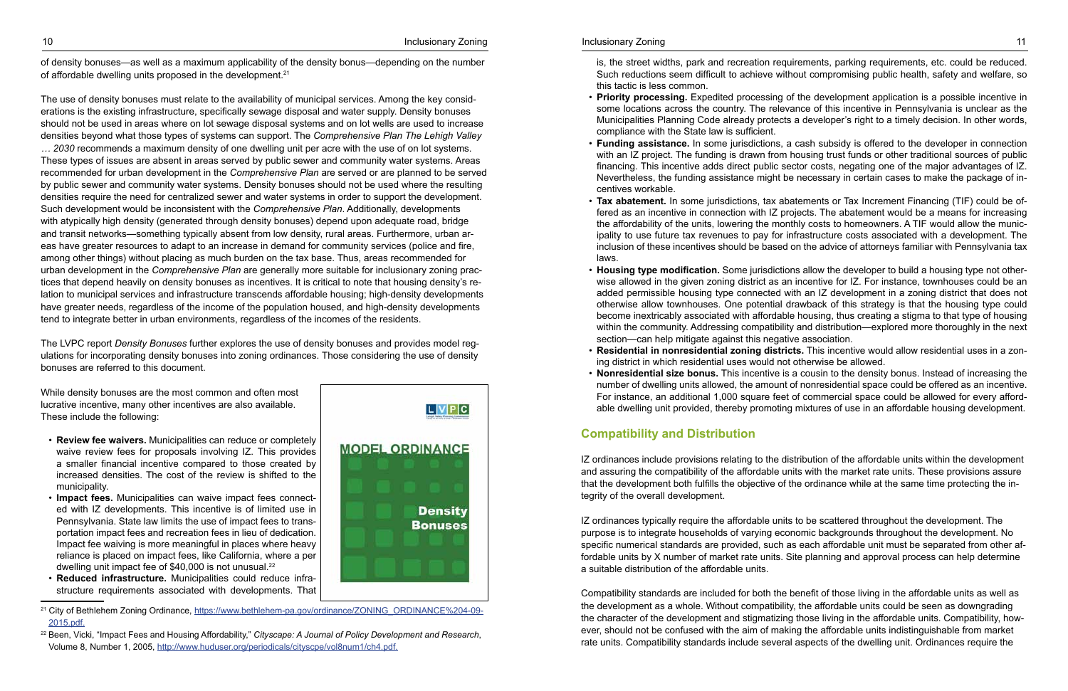of density bonuses—as well as a maximum applicability of the density bonus—depending on the number of affordable dwelling units proposed in the development.[21]

The use of density bonuses must relate to the availability of municipal services. Among the key considerations is the existing infrastructure, specifically sewage disposal and water supply. Density bonuses should not be used in areas where on lot sewage disposal systems and on lot wells are used to increase densities beyond what those types of systems can support. The *Comprehensive Plan The Lehigh Valley … 2030* recommends a maximum density of one dwelling unit per acre with the use of on lot systems. These types of issues are absent in areas served by public sewer and community water systems. Areas recommended for urban development in the *Comprehensive Plan* are served or are planned to be served by public sewer and community water systems. Density bonuses should not be used where the resulting densities require the need for centralized sewer and water systems in order to support the development. Such development would be inconsistent with the *Comprehensive Plan*. Additionally, developments with atypically high density (generated through density bonuses) depend upon adequate road, bridge and transit networks—something typically absent from low density, rural areas. Furthermore, urban areas have greater resources to adapt to an increase in demand for community services (police and fire, among other things) without placing as much burden on the tax base. Thus, areas recommended for urban development in the *Comprehensive Plan* are generally more suitable for inclusionary zoning practices that depend heavily on density bonuses as incentives. It is critical to note that housing density's relation to municipal services and infrastructure transcends affordable housing; high-density developments have greater needs, regardless of the income of the population housed, and high-density developments tend to integrate better in urban environments, regardless of the incomes of the residents.

The LVPC report *Density Bonuses* further explores the use of density bonuses and provides model regulations for incorporating density bonuses into zoning ordinances. Those considering the use of density bonuses are referred to this document.

While density bonuses are the most common and often most lucrative incentive, many other incentives are also available. These include the following:

- **Review fee waivers.** Municipalities can reduce or completely waive review fees for proposals involving IZ. This provides a smaller financial incentive compared to those created by increased densities. The cost of the review is shifted to the municipality.
- **Impact fees.** Municipalities can waive impact fees connected with IZ developments. This incentive is of limited use in Pennsylvania. State law limits the use of impact fees to transportation impact fees and recreation fees in lieu of dedication. Impact fee waiving is more meaningful in places where heavy reliance is placed on impact fees, like California, where a per dwelling unit impact fee of $40,000 is not unusual.[22]
- **Reduced infrastructure.** Municipalities could reduce infrastructure requirements associated with developments. That is, the street widths, park and recreation requirements, parking requirements, etc. could be reduced. Such reductions seem difficult to achieve without compromising public health, safety and welfare, so this tactic is less common.
- **Priority processing.** Expedited processing of the development application is a possible incentive in some locations across the country. The relevance of this incentive in Pennsylvania is unclear as the Municipalities Planning Code already protects a developer's right to a timely decision. In other words, compliance with the State law is sufficient.
- **Funding assistance.** In some jurisdictions, a cash subsidy is offered to the developer in connection with an IZ project. The funding is drawn from housing trust funds or other traditional sources of public financing. This incentive adds direct public sector costs, negating one of the major advantages of IZ. Nevertheless, the funding assistance might be necessary in certain cases to make the package of incentives workable.
- **Tax abatement.** In some jurisdictions, tax abatements or Tax Increment Financing (TIF) could be offered as an incentive in connection with IZ projects. The abatement would be a means for increasing the affordability of the units, lowering the monthly costs to homeowners. A TIF would allow the municipality to use future tax revenues to pay for infrastructure costs associated with a development. The inclusion of these incentives should be based on the advice of attorneys familiar with Pennsylvania tax laws.
- **Housing type modification.** Some jurisdictions allow the developer to build a housing type not otherwise allowed in the given zoning district as an incentive for IZ. For instance, townhouses could be an added permissible housing type connected with an IZ development in a zoning district that does not otherwise allow townhouses. One potential drawback of this strategy is that the housing type could become inextricably associated with affordable housing, thus creating a stigma to that type of housing within the community. Addressing compatibility and distribution—explored more thoroughly in the next section—can help mitigate against this negative association.
- **Residential in nonresidential zoning districts.** This incentive would allow residential uses in a zoning district in which residential uses would not otherwise be allowed.
- **Nonresidential size bonus.** This incentive is a cousin to the density bonus. Instead of increasing the number of dwelling units allowed, the amount of nonresidential space could be offered as an incentive. For instance, an additional 1,000 square feet of commercial space could be allowed for every affordable dwelling unit provided, thereby promoting mixtures of use in an affordable housing development.

## Compatibility and Distribution

IZ ordinances include provisions relating to the distribution of the affordable units within the development and assuring the compatibility of the affordable units with the market rate units. These provisions assure that the development both fulfills the objective of the ordinance while at the same time protecting the integrity of the overall development.

IZ ordinances typically require the affordable units to be scattered throughout the development. The purpose is to integrate households of varying economic backgrounds throughout the development. No specific numerical standards are provided, such as each affordable unit must be separated from other affordable units by X number of market rate units. Site planning and approval process can help determine a suitable distribution of the affordable units.

Compatibility standards are included for both the benefit of those living in the affordable units as well as the development as a whole. Without compatibility, the affordable units could be seen as downgrading the character of the development and stigmatizing those living in the affordable units. Compatibility, however, should not be confused with the aim of making the affordable units indistinguishable from market rate units. Compatibility standards include several aspects of the dwelling unit. Ordinances require the

---

[21] City of Bethlehem Zoning Ordinance, https://www.bethlehem-pa.gov/ordinance/ZONING_ORDINANCE%204-09-2015.pdf.

[22] Been, Vicki, "Impact Fees and Housing Affordability," *Cityscape: A Journal of Policy Development and Research*, Volume 8, Number 1, 2005, http://www.huduser.org/periodicals/cityscpe/vol8num1/ch4.pdf.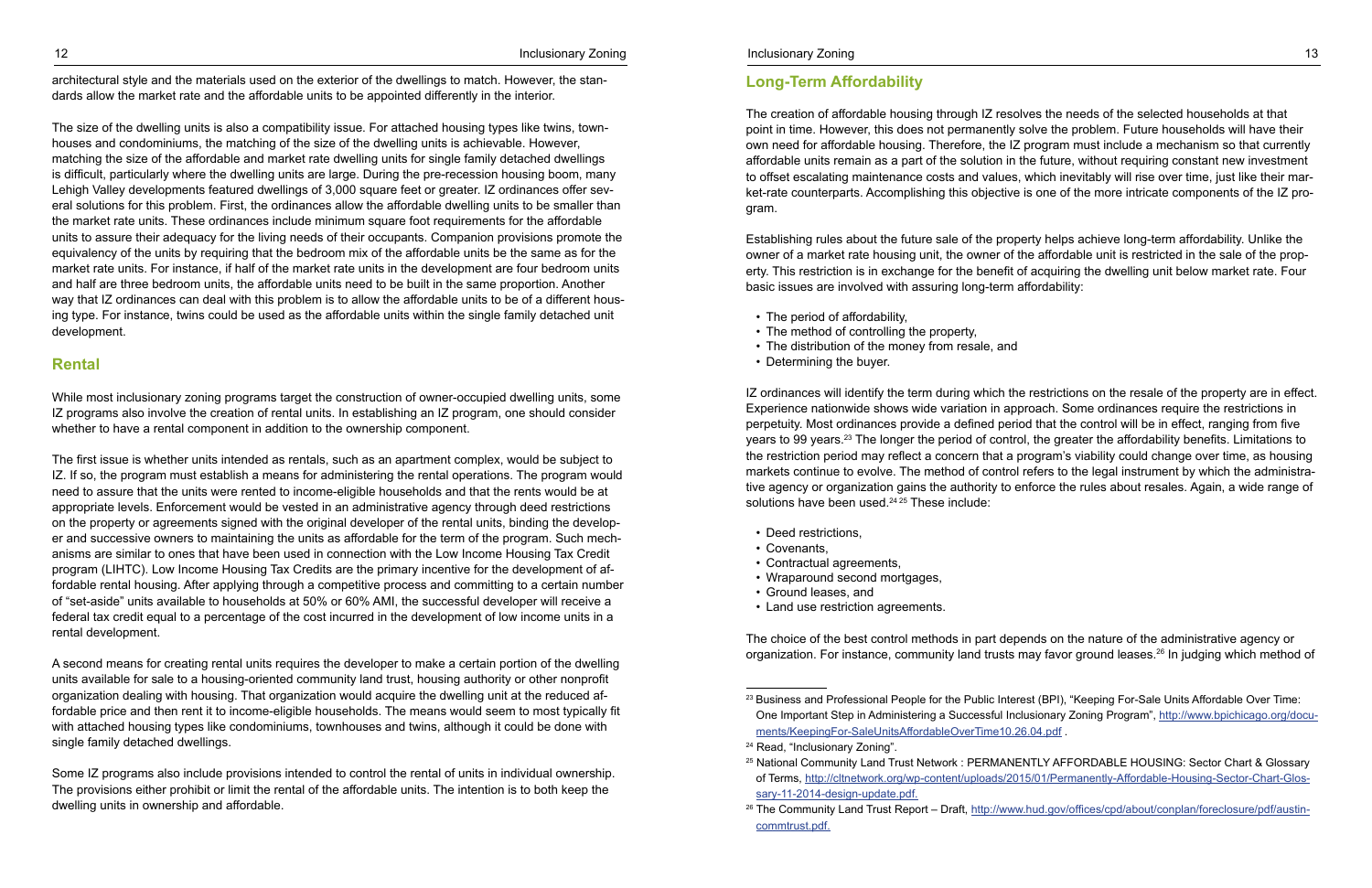architectural style and the materials used on the exterior of the dwellings to match. However, the standards allow the market rate and the affordable units to be appointed differently in the interior.

The size of the dwelling units is also a compatibility issue. For attached housing types like twins, townhouses and condominiums, the matching of the size of the dwelling units is achievable. However, matching the size of the affordable and market rate dwelling units for single family detached dwellings is difficult, particularly where the dwelling units are large. During the pre-recession housing boom, many Lehigh Valley developments featured dwellings of 3,000 square feet or greater. IZ ordinances offer several solutions for this problem. First, the ordinances allow the affordable dwelling units to be smaller than the market rate units. These ordinances include minimum square foot requirements for the affordable units to assure their adequacy for the living needs of their occupants. Companion provisions promote the equivalency of the units by requiring that the bedroom mix of the affordable units be the same as for the market rate units. For instance, if half of the market rate units in the development are four bedroom units and half are three bedroom units, the affordable units need to be built in the same proportion. Another way that IZ ordinances can deal with this problem is to allow the affordable units to be of a different housing type. For instance, twins could be used as the affordable units within the single family detached unit development.

## Rental

While most inclusionary zoning programs target the construction of owner-occupied dwelling units, some IZ programs also involve the creation of rental units. In establishing an IZ program, one should consider whether to have a rental component in addition to the ownership component.

The first issue is whether units intended as rentals, such as an apartment complex, would be subject to IZ. If so, the program must establish a means for administering the rental operations. The program would need to assure that the units were rented to income-eligible households and that the rents would be at appropriate levels. Enforcement would be vested in an administrative agency through deed restrictions on the property or agreements signed with the original developer of the rental units, binding the developer and successive owners to maintaining the units as affordable for the term of the program. Such mechanisms are similar to ones that have been used in connection with the Low Income Housing Tax Credit program (LIHTC). Low Income Housing Tax Credits are the primary incentive for the development of affordable rental housing. After applying through a competitive process and committing to a certain number of "set-aside" units available to households at 50% or 60% AMI, the successful developer will receive a federal tax credit equal to a percentage of the cost incurred in the development of low income units in a rental development.

A second means for creating rental units requires the developer to make a certain portion of the dwelling units available for sale to a housing-oriented community land trust, housing authority or other nonprofit organization dealing with housing. That organization would acquire the dwelling unit at the reduced affordable price and then rent it to income-eligible households. The means would seem to most typically fit with attached housing types like condominiums, townhouses and twins, although it could be done with single family detached dwellings.

Some IZ programs also include provisions intended to control the rental of units in individual ownership. The provisions either prohibit or limit the rental of the affordable units. The intention is to both keep the dwelling units in ownership and affordable.

## Long-Term Affordability

The creation of affordable housing through IZ resolves the needs of the selected households at that point in time. However, this does not permanently solve the problem. Future households will have their own need for affordable housing. Therefore, the IZ program must include a mechanism so that currently affordable units remain as a part of the solution in the future, without requiring constant new investment to offset escalating maintenance costs and values, which inevitably will rise over time, just like their market-rate counterparts. Accomplishing this objective is one of the more intricate components of the IZ program.

Establishing rules about the future sale of the property helps achieve long-term affordability. Unlike the owner of a market rate housing unit, the owner of the affordable unit is restricted in the sale of the property. This restriction is in exchange for the benefit of acquiring the dwelling unit below market rate. Four basic issues are involved with assuring long-term affordability:

- The period of affordability,
- The method of controlling the property,
- The distribution of the money from resale, and
- Determining the buyer.

IZ ordinances will identify the term during which the restrictions on the resale of the property are in effect. Experience nationwide shows wide variation in approach. Some ordinances require the restrictions in perpetuity. Most ordinances provide a defined period that the control will be in effect, ranging from five years to 99 years.[23] The longer the period of control, the greater the affordability benefits. Limitations to the restriction period may reflect a concern that a program's viability could change over time, as housing markets continue to evolve. The method of control refers to the legal instrument by which the administrative agency or organization gains the authority to enforce the rules about resales. Again, a wide range of solutions have been used.[24 25] These include:

- Deed restrictions,
- Covenants,
- Contractual agreements,
- Wraparound second mortgages,
- Ground leases, and
- Land use restriction agreements.

The choice of the best control methods in part depends on the nature of the administrative agency or organization. For instance, community land trusts may favor ground leases.[26] In judging which method of

---

[23] Business and Professional People for the Public Interest (BPI), "Keeping For-Sale Units Affordable Over Time: One Important Step in Administering a Successful Inclusionary Zoning Program", http://www.bpichicago.org/documents/KeepingFor-SaleUnitsAffordableOverTime10.26.04.pdf .

[24] Read, "Inclusionary Zoning".

[25] National Community Land Trust Network : PERMANENTLY AFFORDABLE HOUSING: Sector Chart & Glossary of Terms, http://cltnetwork.org/wp-content/uploads/2015/01/Permanently-Affordable-Housing-Sector-Chart-Glossary-11-2014-design-update.pdf.

[26] The Community Land Trust Report – Draft, http://www.hud.gov/offices/cpd/about/conplan/foreclosure/pdf/austincommtrust.pdf.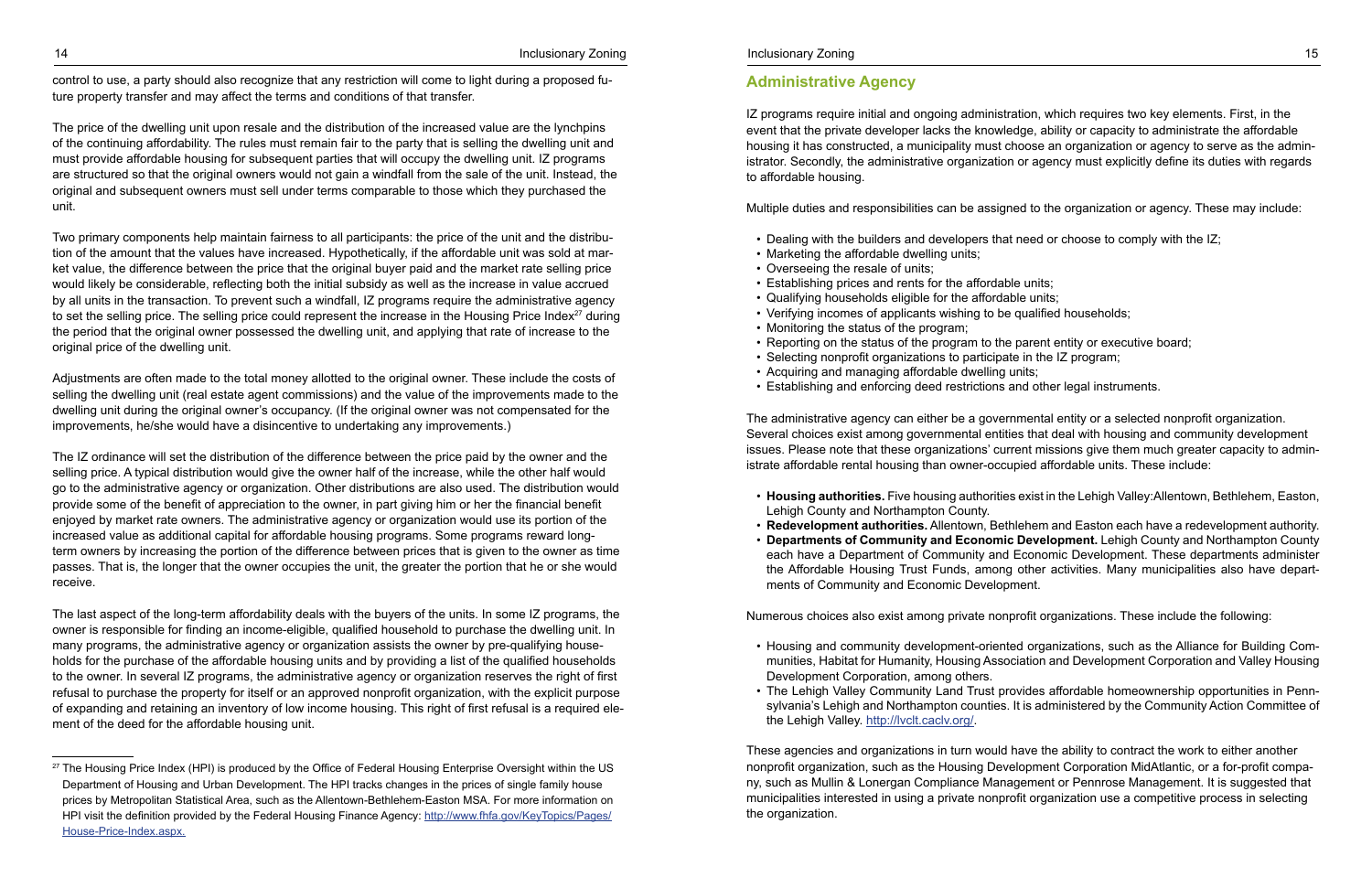control to use, a party should also recognize that any restriction will come to light during a proposed future property transfer and may affect the terms and conditions of that transfer.

The price of the dwelling unit upon resale and the distribution of the increased value are the lynchpins of the continuing affordability. The rules must remain fair to the party that is selling the dwelling unit and must provide affordable housing for subsequent parties that will occupy the dwelling unit. IZ programs are structured so that the original owners would not gain a windfall from the sale of the unit. Instead, the original and subsequent owners must sell under terms comparable to those which they purchased the unit.

Two primary components help maintain fairness to all participants: the price of the unit and the distribution of the amount that the values have increased. Hypothetically, if the affordable unit was sold at market value, the difference between the price that the original buyer paid and the market rate selling price would likely be considerable, reflecting both the initial subsidy as well as the increase in value accrued by all units in the transaction. To prevent such a windfall, IZ programs require the administrative agency to set the selling price. The selling price could represent the increase in the Housing Price Index[27] during the period that the original owner possessed the dwelling unit, and applying that rate of increase to the original price of the dwelling unit.

Adjustments are often made to the total money allotted to the original owner. These include the costs of selling the dwelling unit (real estate agent commissions) and the value of the improvements made to the dwelling unit during the original owner's occupancy. (If the original owner was not compensated for the improvements, he/she would have a disincentive to undertaking any improvements.)

The IZ ordinance will set the distribution of the difference between the price paid by the owner and the selling price. A typical distribution would give the owner half of the increase, while the other half would go to the administrative agency or organization. Other distributions are also used. The distribution would provide some of the benefit of appreciation to the owner, in part giving him or her the financial benefit enjoyed by market rate owners. The administrative agency or organization would use its portion of the increased value as additional capital for affordable housing programs. Some programs reward long-term owners by increasing the portion of the difference between prices that is given to the owner as time passes. That is, the longer that the owner occupies the unit, the greater the portion that he or she would receive.

The last aspect of the long-term affordability deals with the buyers of the units. In some IZ programs, the owner is responsible for finding an income-eligible, qualified household to purchase the dwelling unit. In many programs, the administrative agency or organization assists the owner by pre-qualifying households for the purchase of the affordable housing units and by providing a list of the qualified households to the owner. In several IZ programs, the administrative agency or organization reserves the right of first refusal to purchase the property for itself or an approved nonprofit organization, with the explicit purpose of expanding and retaining an inventory of low income housing. This right of first refusal is a required element of the deed for the affordable housing unit.

[27] The Housing Price Index (HPI) is produced by the Office of Federal Housing Enterprise Oversight within the US Department of Housing and Urban Development. The HPI tracks changes in the prices of single family house prices by Metropolitan Statistical Area, such as the Allentown-Bethlehem-Easton MSA. For more information on HPI visit the definition provided by the Federal Housing Finance Agency: http://www.fhfa.gov/KeyTopics/Pages/House-Price-Index.aspx.

## Administrative Agency

IZ programs require initial and ongoing administration, which requires two key elements. First, in the event that the private developer lacks the knowledge, ability or capacity to administrate the affordable housing it has constructed, a municipality must choose an organization or agency to serve as the administrator. Secondly, the administrative organization or agency must explicitly define its duties with regards to affordable housing.

Multiple duties and responsibilities can be assigned to the organization or agency. These may include:

- Dealing with the builders and developers that need or choose to comply with the IZ;
- Marketing the affordable dwelling units;
- Overseeing the resale of units;
- Establishing prices and rents for the affordable units;
- Qualifying households eligible for the affordable units;
- Verifying incomes of applicants wishing to be qualified households;
- Monitoring the status of the program;
- Reporting on the status of the program to the parent entity or executive board;
- Selecting nonprofit organizations to participate in the IZ program;
- Acquiring and managing affordable dwelling units;
- Establishing and enforcing deed restrictions and other legal instruments.

The administrative agency can either be a governmental entity or a selected nonprofit organization. Several choices exist among governmental entities that deal with housing and community development issues. Please note that these organizations' current missions give them much greater capacity to administrate affordable rental housing than owner-occupied affordable units. These include:

- **Housing authorities.** Five housing authorities exist in the Lehigh Valley:Allentown, Bethlehem, Easton, Lehigh County and Northampton County.
- **Redevelopment authorities.** Allentown, Bethlehem and Easton each have a redevelopment authority.
- **Departments of Community and Economic Development.** Lehigh County and Northampton County each have a Department of Community and Economic Development. These departments administer the Affordable Housing Trust Funds, among other activities. Many municipalities also have departments of Community and Economic Development.

Numerous choices also exist among private nonprofit organizations. These include the following:

- Housing and community development-oriented organizations, such as the Alliance for Building Communities, Habitat for Humanity, Housing Association and Development Corporation and Valley Housing Development Corporation, among others.
- The Lehigh Valley Community Land Trust provides affordable homeownership opportunities in Pennsylvania's Lehigh and Northampton counties. It is administered by the Community Action Committee of the Lehigh Valley. http://lvclt.caclv.org/.

These agencies and organizations in turn would have the ability to contract the work to either another nonprofit organization, such as the Housing Development Corporation MidAtlantic, or a for-profit company, such as Mullin & Lonergan Compliance Management or Pennrose Management. It is suggested that municipalities interested in using a private nonprofit organization use a competitive process in selecting the organization.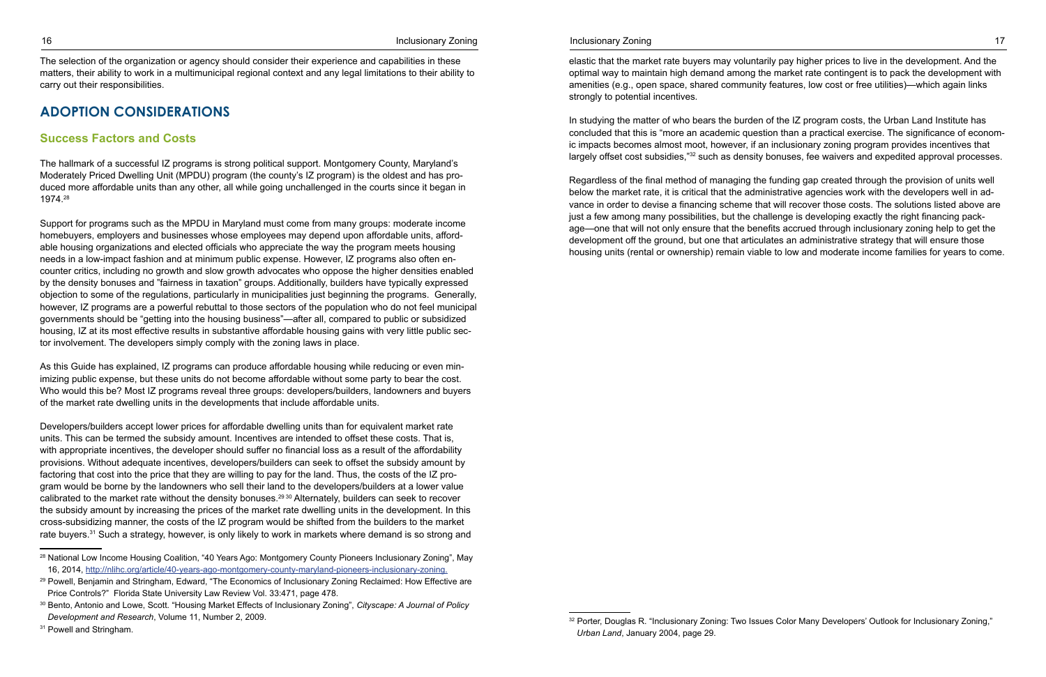The selection of the organization or agency should consider their experience and capabilities in these matters, their ability to work in a multimunicipal regional context and any legal limitations to their ability to carry out their responsibilities.

## ADOPTION CONSIDERATIONS

### Success Factors and Costs

The hallmark of a successful IZ programs is strong political support. Montgomery County, Maryland's Moderately Priced Dwelling Unit (MPDU) program (the county's IZ program) is the oldest and has produced more affordable units than any other, all while going unchallenged in the courts since it began in 1974.[28]

Support for programs such as the MPDU in Maryland must come from many groups: moderate income homebuyers, employers and businesses whose employees may depend upon affordable units, affordable housing organizations and elected officials who appreciate the way the program meets housing needs in a low-impact fashion and at minimum public expense. However, IZ programs also often encounter critics, including no growth and slow growth advocates who oppose the higher densities enabled by the density bonuses and "fairness in taxation" groups. Additionally, builders have typically expressed objection to some of the regulations, particularly in municipalities just beginning the programs. Generally, however, IZ programs are a powerful rebuttal to those sectors of the population who do not feel municipal governments should be "getting into the housing business"—after all, compared to public or subsidized housing, IZ at its most effective results in substantive affordable housing gains with very little public sector involvement. The developers simply comply with the zoning laws in place.

As this Guide has explained, IZ programs can produce affordable housing while reducing or even minimizing public expense, but these units do not become affordable without some party to bear the cost. Who would this be? Most IZ programs reveal three groups: developers/builders, landowners and buyers of the market rate dwelling units in the developments that include affordable units.

Developers/builders accept lower prices for affordable dwelling units than for equivalent market rate units. This can be termed the subsidy amount. Incentives are intended to offset these costs. That is, with appropriate incentives, the developer should suffer no financial loss as a result of the affordability provisions. Without adequate incentives, developers/builders can seek to offset the subsidy amount by factoring that cost into the price that they are willing to pay for the land. Thus, the costs of the IZ program would be borne by the landowners who sell their land to the developers/builders at a lower value calibrated to the market rate without the density bonuses.[29][30] Alternately, builders can seek to recover the subsidy amount by increasing the prices of the market rate dwelling units in the development. In this cross-subsidizing manner, the costs of the IZ program would be shifted from the builders to the market rate buyers.[31] Such a strategy, however, is only likely to work in markets where demand is so strong and elastic that the market rate buyers may voluntarily pay higher prices to live in the development. And the optimal way to maintain high demand among the market rate contingent is to pack the development with amenities (e.g., open space, shared community features, low cost or free utilities)—which again links strongly to potential incentives.

In studying the matter of who bears the burden of the IZ program costs, the Urban Land Institute has concluded that this is "more an academic question than a practical exercise. The significance of economic impacts becomes almost moot, however, if an inclusionary zoning program provides incentives that largely offset cost subsidies,"[32] such as density bonuses, fee waivers and expedited approval processes.

Regardless of the final method of managing the funding gap created through the provision of units well below the market rate, it is critical that the administrative agencies work with the developers well in advance in order to devise a financing scheme that will recover those costs. The solutions listed above are just a few among many possibilities, but the challenge is developing exactly the right financing package—one that will not only ensure that the benefits accrued through inclusionary zoning help to get the development off the ground, but one that articulates an administrative strategy that will ensure those housing units (rental or ownership) remain viable to low and moderate income families for years to come.

---

[28] National Low Income Housing Coalition, "40 Years Ago: Montgomery County Pioneers Inclusionary Zoning", May 16, 2014, http://nlihc.org/article/40-years-ago-montgomery-county-maryland-pioneers-inclusionary-zoning.

[29] Powell, Benjamin and Stringham, Edward, "The Economics of Inclusionary Zoning Reclaimed: How Effective are Price Controls?" Florida State University Law Review Vol. 33:471, page 478.

[30] Bento, Antonio and Lowe, Scott. "Housing Market Effects of Inclusionary Zoning", *Cityscape: A Journal of Policy Development and Research*, Volume 11, Number 2, 2009.

[31] Powell and Stringham.

[32] Porter, Douglas R. "Inclusionary Zoning: Two Issues Color Many Developers' Outlook for Inclusionary Zoning," *Urban Land*, January 2004, page 29.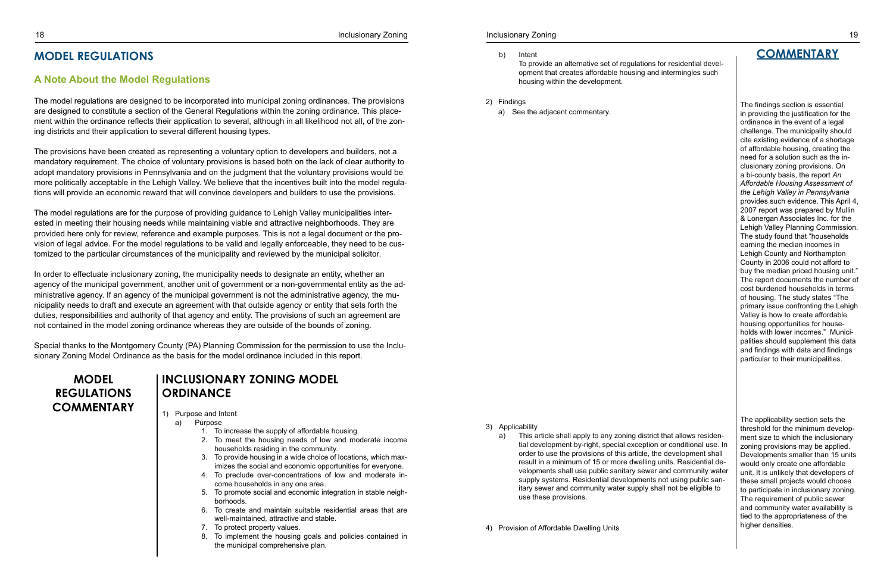## MODEL REGULATIONS

### A Note About the Model Regulations

The model regulations are designed to be incorporated into municipal zoning ordinances. The provisions are designed to constitute a section of the General Regulations within the zoning ordinance. This placement within the ordinance reflects their application to several, although in all likelihood not all, of the zoning districts and their application to several different housing types.

The provisions have been created as representing a voluntary option to developers and builders, not a mandatory requirement. The choice of voluntary provisions is based both on the lack of clear authority to adopt mandatory provisions in Pennsylvania and on the judgment that the voluntary provisions would be more politically acceptable in the Lehigh Valley. We believe that the incentives built into the model regulations will provide an economic reward that will convince developers and builders to use the provisions.

The model regulations are for the purpose of providing guidance to Lehigh Valley municipalities interested in meeting their housing needs while maintaining viable and attractive neighborhoods. They are provided here only for review, reference and example purposes. This is not a legal document or the provision of legal advice. For the model regulations to be valid and legally enforceable, they need to be customized to the particular circumstances of the municipality and reviewed by the municipal solicitor.

In order to effectuate inclusionary zoning, the municipality needs to designate an entity, whether an agency of the municipal government, another unit of government or a non-governmental entity as the administrative agency. If an agency of the municipal government is not the administrative agency, the municipality needs to draft and execute an agreement with that outside agency or entity that sets forth the duties, responsibilities and authority of that agency and entity. The provisions of such an agreement are not contained in the model zoning ordinance whereas they are outside of the bounds of zoning.

Special thanks to the Montgomery County (PA) Planning Commission for the permission to use the Inclusionary Zoning Model Ordinance as the basis for the model ordinance included in this report.

## MODEL REGULATIONS COMMENTARY

## INCLUSIONARY ZONING MODEL ORDINANCE

1) Purpose and Intent
   a) Purpose
      1. To increase the supply of affordable housing.
      2. To meet the housing needs of low and moderate income households residing in the community.
      3. To provide housing in a wide choice of locations, which maximizes the social and economic opportunities for everyone.
      4. To preclude over-concentrations of low and moderate income households in any one area.
      5. To promote social and economic integration in stable neighborhoods.
      6. To create and maintain suitable residential areas that are well-maintained, attractive and stable.
      7. To protect property values.
      8. To implement the housing goals and policies contained in the municipal comprehensive plan.
   b) Intent

      To provide an alternative set of regulations for residential development that creates affordable housing and intermingles such housing within the development.

2) Findings
   a) See the adjacent commentary.

**COMMENTARY**

The findings section is essential in providing the justification for the ordinance in the event of a legal challenge. The municipality should cite existing evidence of a shortage of affordable housing, creating the need for a solution such as the inclusionary zoning provisions. On a bi-county basis, the report *An Affordable Housing Assessment of the Lehigh Valley in Pennsylvania* provides such evidence. This April 4, 2007 report was prepared by Mullin & Lonergan Associates Inc. for the Lehigh Valley Planning Commission. The study found that "households earning the median incomes in Lehigh County and Northampton County in 2006 could not afford to buy the median priced housing unit." The report documents the number of cost burdened households in terms of housing. The study states "The primary issue confronting the Lehigh Valley is how to create affordable housing opportunities for households with lower incomes." Municipalities should supplement this data and findings with data and findings particular to their municipalities.

3) Applicability
   a) This article shall apply to any zoning district that allows residential development by-right, special exception or conditional use. In order to use the provisions of this article, the development shall result in a minimum of 15 or more dwelling units. Residential developments shall use public sanitary sewer and community water supply systems. Residential developments not using public sanitary sewer and community water supply shall not be eligible to use these provisions.

The applicability section sets the threshold for the minimum development size to which the inclusionary zoning provisions may be applied. Developments smaller than 15 units would only create one affordable unit. It is unlikely that developers of these small projects would choose to participate in inclusionary zoning. The requirement of public sewer and community water availability is tied to the appropriateness of the higher densities.

4) Provision of Affordable Dwelling Units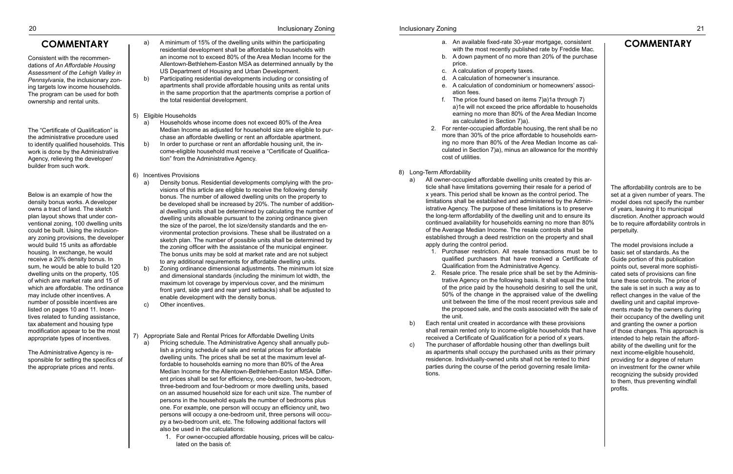## COMMENTARY

Consistent with the recommendations of *An Affordable Housing Assessment of the Lehigh Valley in Pennsylvania*, the inclusionary zoning targets low income households. The program can be used for both ownership and rental units.

The "Certificate of Qualification" is the administrative procedure used to identify qualified households. This work is done by the Administrative Agency, relieving the developer/builder from such work.

Below is an example of how the density bonus works. A developer owns a tract of land. The sketch plan layout shows that under conventional zoning, 100 dwelling units could be built. Using the inclusionary zoning provisions, the developer would build 15 units as affordable housing. In exchange, he would receive a 20% density bonus. In sum, he would be able to build 120 dwelling units on the property, 105 of which are market rate and 15 of which are affordable. The ordinance may include other incentives. A number of possible incentives are listed on pages 10 and 11. Incentives related to funding assistance, tax abatement and housing type modification appear to be the most appropriate types of incentives.

The Administrative Agency is responsible for setting the specifics of the appropriate prices and rents.

a) A minimum of 15% of the dwelling units within the participating residential development shall be affordable to households with an income not to exceed 80% of the Area Median Income for the Allentown-Bethlehem-Easton MSA as determined annually by the US Department of Housing and Urban Development.

b) Participating residential developments including or consisting of apartments shall provide affordable housing units as rental units in the same proportion that the apartments comprise a portion of the total residential development.

5) Eligible Households

a) Households whose income does not exceed 80% of the Area Median Income as adjusted for household size are eligible to purchase an affordable dwelling or rent an affordable apartment.

b) In order to purchase or rent an affordable housing unit, the income-eligible household must receive a "Certificate of Qualification" from the Administrative Agency.

6) Incentives Provisions

a) Density bonus. Residential developments complying with the provisions of this article are eligible to receive the following density bonus. The number of allowed dwelling units on the property to be developed shall be increased by 20%. The number of additional dwelling units shall be determined by calculating the number of dwelling units allowable pursuant to the zoning ordinance given the size of the parcel, the lot size/density standards and the environmental protection provisions. These shall be illustrated on a sketch plan. The number of possible units shall be determined by the zoning officer with the assistance of the municipal engineer. The bonus units may be sold at market rate and are not subject to any additional requirements for affordable dwelling units.

b) Zoning ordinance dimensional adjustments. The minimum lot size and dimensional standards (including the minimum lot width, the maximum lot coverage by impervious cover, and the minimum front yard, side yard and rear yard setbacks) shall be adjusted to enable development with the density bonus.

c) Other incentives.

7) Appropriate Sale and Rental Prices for Affordable Dwelling Units

a) Pricing schedule. The Administrative Agency shall annually publish a pricing schedule of sale and rental prices for affordable dwelling units. The prices shall be set at the maximum level affordable to households earning no more than 80% of the Area Median Income for the Allentown-Bethlehem-Easton MSA. Different prices shall be set for efficiency, one-bedroom, two-bedroom, three-bedroom and four-bedroom or more dwelling units, based on an assumed household size for each unit size. The number of persons in the household equals the number of bedrooms plus one. For example, one person will occupy an efficiency unit, two persons will occupy a one-bedroom unit, three persons will occupy a two-bedroom unit, etc. The following additional factors will also be used in the calculations:

1. For owner-occupied affordable housing, prices will be calculated on the basis of:
   a. An available fixed-rate 30-year mortgage, consistent with the most recently published rate by Freddie Mac.
   b. A down payment of no more than 20% of the purchase price.
   c. A calculation of property taxes.
   d. A calculation of homeowner's insurance.
   e. A calculation of condominium or homeowners' association fees.
   f. The price found based on items 7)a)1a through 7)a)1e will not exceed the price affordable to households earning no more than 80% of the Area Median Income as calculated in Section 7)a).
2. For renter-occupied affordable housing, the rent shall be no more than 30% of the price affordable to households earning no more than 80% of the Area Median Income as calculated in Section 7)a), minus an allowance for the monthly cost of utilities.

8) Long-Term Affordability

a) All owner-occupied affordable dwelling units created by this article shall have limitations governing their resale for a period of x years. This period shall be known as the control period. The limitations shall be established and administered by the Administrative Agency. The purpose of these limitations is to preserve the long-term affordability of the dwelling unit and to ensure its continued availability for households earning no more than 80% of the Average Median Income. The resale controls shall be established through a deed restriction on the property and shall apply during the control period.

1. Purchaser restriction. All resale transactions must be to qualified purchasers that have received a Certificate of Qualification from the Administrative Agency.
2. Resale price. The resale price shall be set by the Administrative Agency on the following basis. It shall equal the total of the price paid by the household desiring to sell the unit, 50% of the change in the appraised value of the dwelling unit between the time of the most recent previous sale and the proposed sale, and the costs associated with the sale of the unit.

b) Each rental unit created in accordance with these provisions shall remain rented only to income-eligible households that have received a Certificate of Qualification for a period of x years.

c) The purchaser of affordable housing other than dwellings built as apartments shall occupy the purchased units as their primary residence. Individually-owned units shall not be rented to third parties during the course of the period governing resale limitations.

## COMMENTARY

The affordability controls are to be set at a given number of years. The model does not specify the number of years, leaving it to municipal discretion. Another approach would be to require affordability controls in perpetuity.

The model provisions include a basic set of standards. As the Guide portion of this publication points out, several more sophisticated sets of provisions can fine tune these controls. The price of the sale is set in such a way as to reflect changes in the value of the dwelling unit and capital improvements made by the owners during their occupancy of the dwelling unit and granting the owner a portion of those changes. This approach is intended to help retain the affordability of the dwelling unit for the next income-eligible household, providing for a degree of return on investment for the owner while recognizing the subsidy provided to them, thus preventing windfall profits.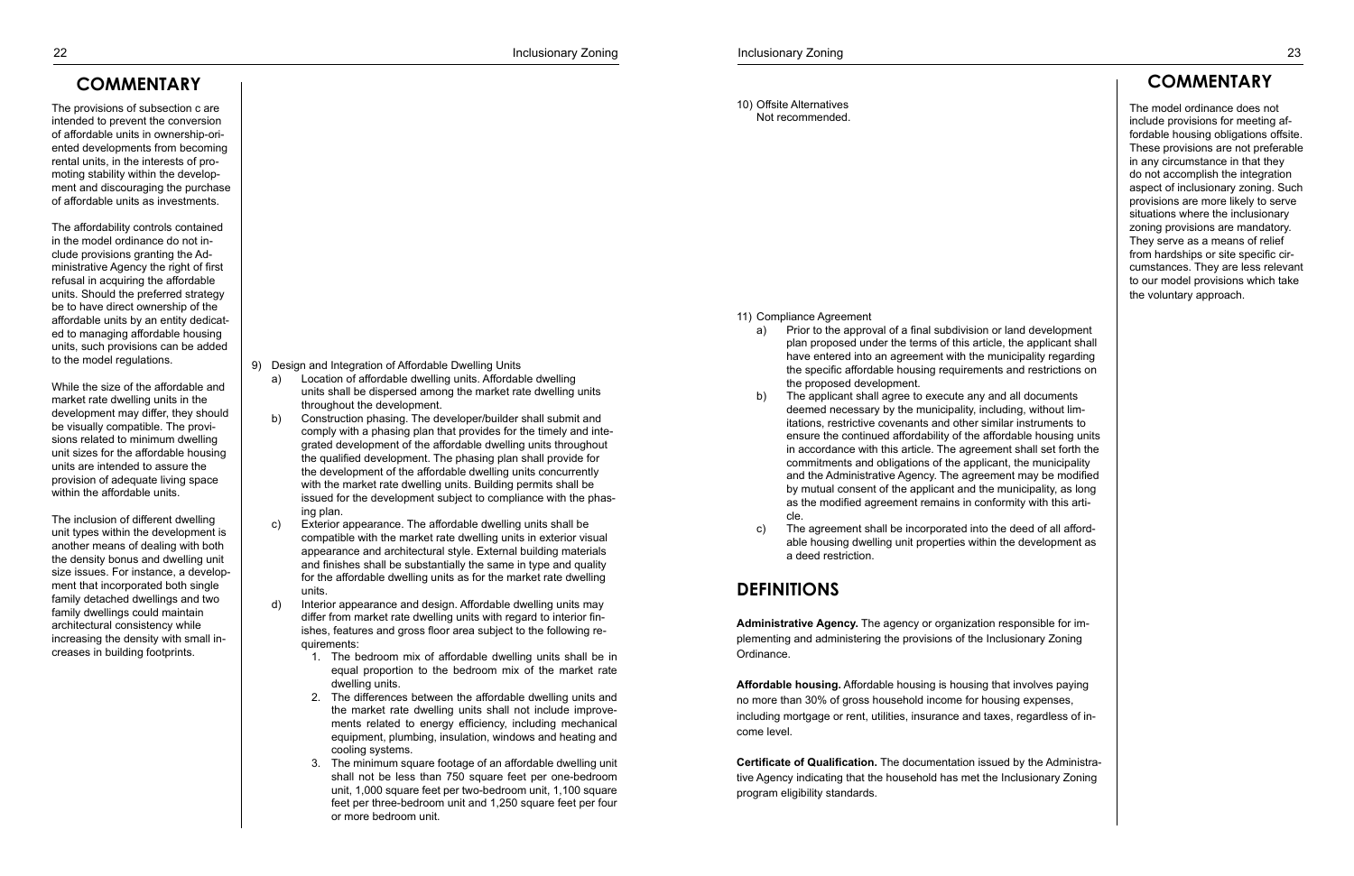## COMMENTARY

The provisions of subsection c are intended to prevent the conversion of affordable units in ownership-oriented developments from becoming rental units, in the interests of promoting stability within the development and discouraging the purchase of affordable units as investments.

The affordability controls contained in the model ordinance do not include provisions granting the Administrative Agency the right of first refusal in acquiring the affordable units. Should the preferred strategy be to have direct ownership of the affordable units by an entity dedicated to managing affordable housing units, such provisions can be added to the model regulations.

While the size of the affordable and market rate dwelling units in the development may differ, they should be visually compatible. The provisions related to minimum dwelling unit sizes for the affordable housing units are intended to assure the provision of adequate living space within the affordable units.

The inclusion of different dwelling unit types within the development is another means of dealing with both the density bonus and dwelling unit size issues. For instance, a development that incorporated both single family detached dwellings and two family dwellings could maintain architectural consistency while increasing the density with small increases in building footprints.

9) Design and Integration of Affordable Dwelling Units
   a) Location of affordable dwelling units. Affordable dwelling units shall be dispersed among the market rate dwelling units throughout the development.
   b) Construction phasing. The developer/builder shall submit and comply with a phasing plan that provides for the timely and integrated development of the affordable dwelling units throughout the qualified development. The phasing plan shall provide for the development of the affordable dwelling units concurrently with the market rate dwelling units. Building permits shall be issued for the development subject to compliance with the phasing plan.
   c) Exterior appearance. The affordable dwelling units shall be compatible with the market rate dwelling units in exterior visual appearance and architectural style. External building materials and finishes shall be substantially the same in type and quality for the affordable dwelling units as for the market rate dwelling units.
   d) Interior appearance and design. Affordable dwelling units may differ from market rate dwelling units with regard to interior finishes, features and gross floor area subject to the following requirements:
      1. The bedroom mix of affordable dwelling units shall be in equal proportion to the bedroom mix of the market rate dwelling units.
      2. The differences between the affordable dwelling units and the market rate dwelling units shall not include improvements related to energy efficiency, including mechanical equipment, plumbing, insulation, windows and heating and cooling systems.
      3. The minimum square footage of an affordable dwelling unit shall not be less than 750 square feet per one-bedroom unit, 1,000 square feet per two-bedroom unit, 1,100 square feet per three-bedroom unit and 1,250 square feet per four or more bedroom unit.

10) Offsite Alternatives
    Not recommended.

11) Compliance Agreement
    a) Prior to the approval of a final subdivision or land development plan proposed under the terms of this article, the applicant shall have entered into an agreement with the municipality regarding the specific affordable housing requirements and restrictions on the proposed development.
    b) The applicant shall agree to execute any and all documents deemed necessary by the municipality, including, without limitations, restrictive covenants and other similar instruments to ensure the continued affordability of the affordable housing units in accordance with this article. The agreement shall set forth the commitments and obligations of the applicant, the municipality and the Administrative Agency. The agreement may be modified by mutual consent of the applicant and the municipality, as long as the modified agreement remains in conformity with this article.
    c) The agreement shall be incorporated into the deed of all affordable housing dwelling unit properties within the development as a deed restriction.

## COMMENTARY

The model ordinance does not include provisions for meeting affordable housing obligations offsite. These provisions are not preferable in any circumstance in that they do not accomplish the integration aspect of inclusionary zoning. Such provisions are more likely to serve situations where the inclusionary zoning provisions are mandatory. They serve as a means of relief from hardships or site specific circumstances. They are less relevant to our model provisions which take the voluntary approach.

## DEFINITIONS

**Administrative Agency.** The agency or organization responsible for implementing and administering the provisions of the Inclusionary Zoning Ordinance.

**Affordable housing.** Affordable housing is housing that involves paying no more than 30% of gross household income for housing expenses, including mortgage or rent, utilities, insurance and taxes, regardless of income level.

**Certificate of Qualification.** The documentation issued by the Administrative Agency indicating that the household has met the Inclusionary Zoning program eligibility standards.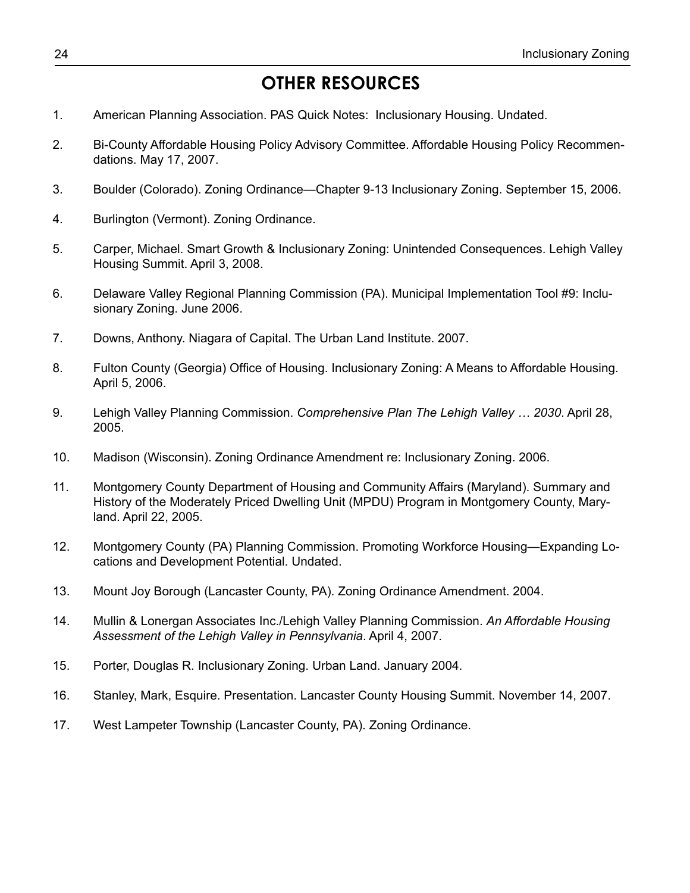# OTHER RESOURCES

1. American Planning Association. PAS Quick Notes: Inclusionary Housing. Undated.
2. Bi-County Affordable Housing Policy Advisory Committee. Affordable Housing Policy Recommendations. May 17, 2007.
3. Boulder (Colorado). Zoning Ordinance—Chapter 9-13 Inclusionary Zoning. September 15, 2006.
4. Burlington (Vermont). Zoning Ordinance.
5. Carper, Michael. Smart Growth & Inclusionary Zoning: Unintended Consequences. Lehigh Valley Housing Summit. April 3, 2008.
6. Delaware Valley Regional Planning Commission (PA). Municipal Implementation Tool #9: Inclusionary Zoning. June 2006.
7. Downs, Anthony. Niagara of Capital. The Urban Land Institute. 2007.
8. Fulton County (Georgia) Office of Housing. Inclusionary Zoning: A Means to Affordable Housing. April 5, 2006.
9. Lehigh Valley Planning Commission. *Comprehensive Plan The Lehigh Valley … 2030*. April 28, 2005.
10. Madison (Wisconsin). Zoning Ordinance Amendment re: Inclusionary Zoning. 2006.
11. Montgomery County Department of Housing and Community Affairs (Maryland). Summary and History of the Moderately Priced Dwelling Unit (MPDU) Program in Montgomery County, Maryland. April 22, 2005.
12. Montgomery County (PA) Planning Commission. Promoting Workforce Housing—Expanding Locations and Development Potential. Undated.
13. Mount Joy Borough (Lancaster County, PA). Zoning Ordinance Amendment. 2004.
14. Mullin & Lonergan Associates Inc./Lehigh Valley Planning Commission. *An Affordable Housing Assessment of the Lehigh Valley in Pennsylvania*. April 4, 2007.
15. Porter, Douglas R. Inclusionary Zoning. Urban Land. January 2004.
16. Stanley, Mark, Esquire. Presentation. Lancaster County Housing Summit. November 14, 2007.
17. West Lampeter Township (Lancaster County, PA). Zoning Ordinance.